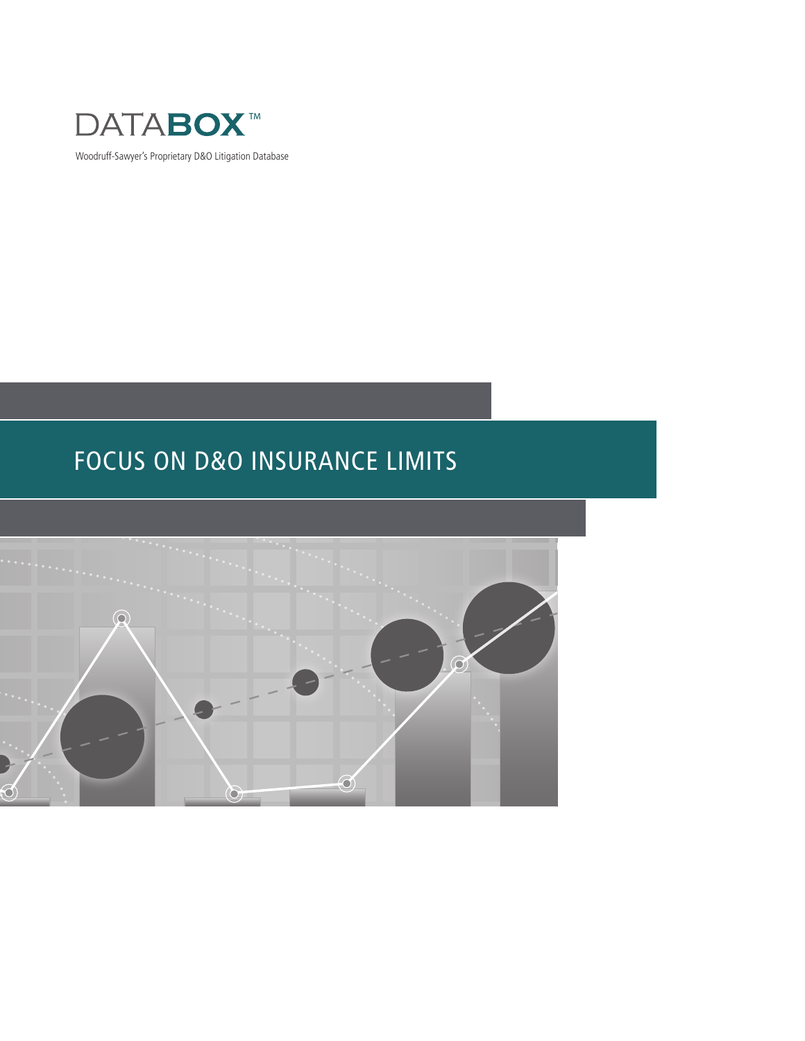DATABOX™

Woodruff-Sawyer's Proprietary D&O Litigation Database

# FOCUS ON D&O INSURANCE LIMITS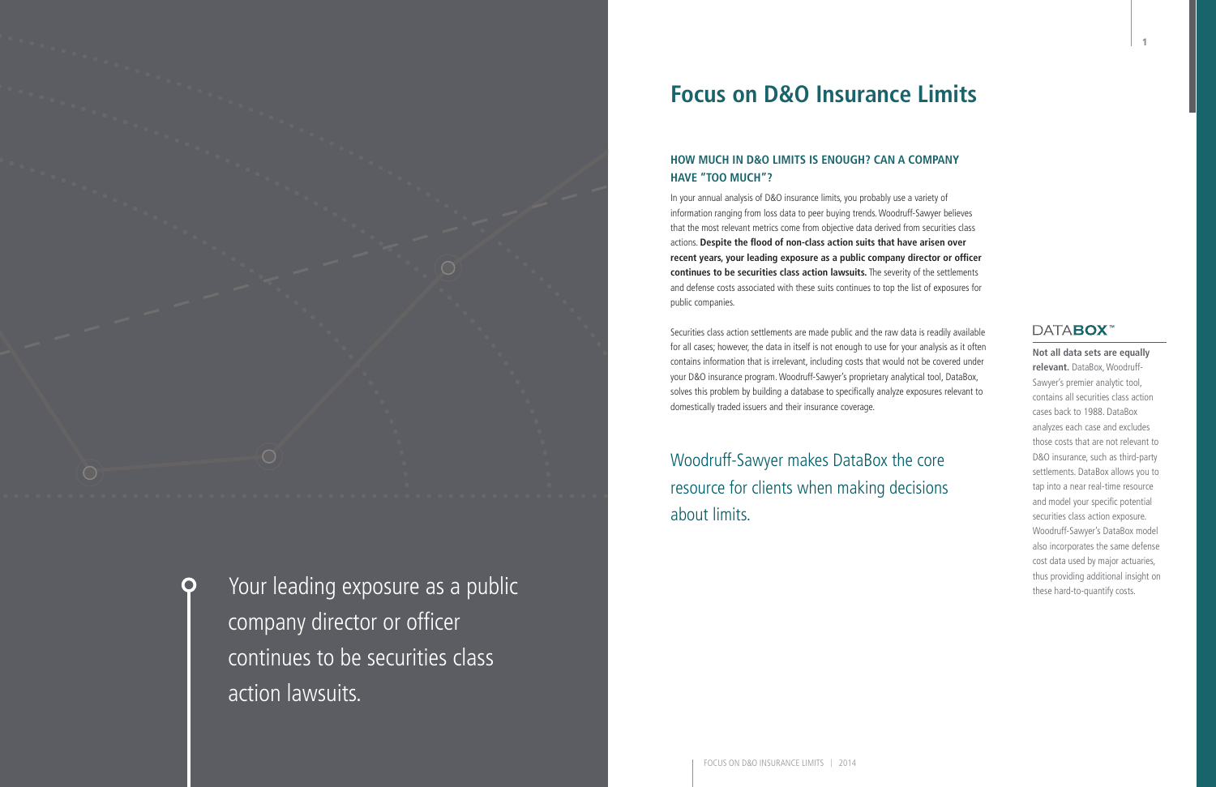Your leading exposure as a public company director or officer continues to be securities class action lawsuits.

# Focus on D&O Insurance Limits

## HOW MUCH IN D&O LIMITS IS ENOUGH? CAN A COMPANY HAVE "TOO MUCH"?

In your annual analysis of D&O insurance limits, you probably use a variety of information ranging from loss data to peer buying trends. Woodruff-Sawyer believes that the most relevant metrics come from objective data derived from securities class actions. **Despite the flood of non-class action suits that have arisen over recent years, your leading exposure as a public company director or officer continues to be securities class action lawsuits.** The severity of the settlements and defense costs associated with these suits continues to top the list of exposures for public companies.

Securities class action settlements are made public and the raw data is readily available for all cases; however, the data in itself is not enough to use for your analysis as it often contains information that is irrelevant, including costs that would not be covered under your D&O insurance program. Woodruff-Sawyer's proprietary analytical tool, DataBox, solves this problem by building a database to specifically analyze exposures relevant to domestically traded issuers and their insurance coverage.

Woodruff-Sawyer makes DataBox the core resource for clients when making decisions about limits.

### DATABOX™

**Not all data sets are equally relevant.** DataBox, Woodruff-Sawyer's premier analytic tool, contains all securities class action cases back to 1988. DataBox analyzes each case and excludes those costs that are not relevant to D&O insurance, such as third-party settlements. DataBox allows you to tap into a near real-time resource and model your specific potential securities class action exposure. Woodruff-Sawyer's DataBox model also incorporates the same defense cost data used by major actuaries, thus providing additional insight on these hard-to-quantify costs.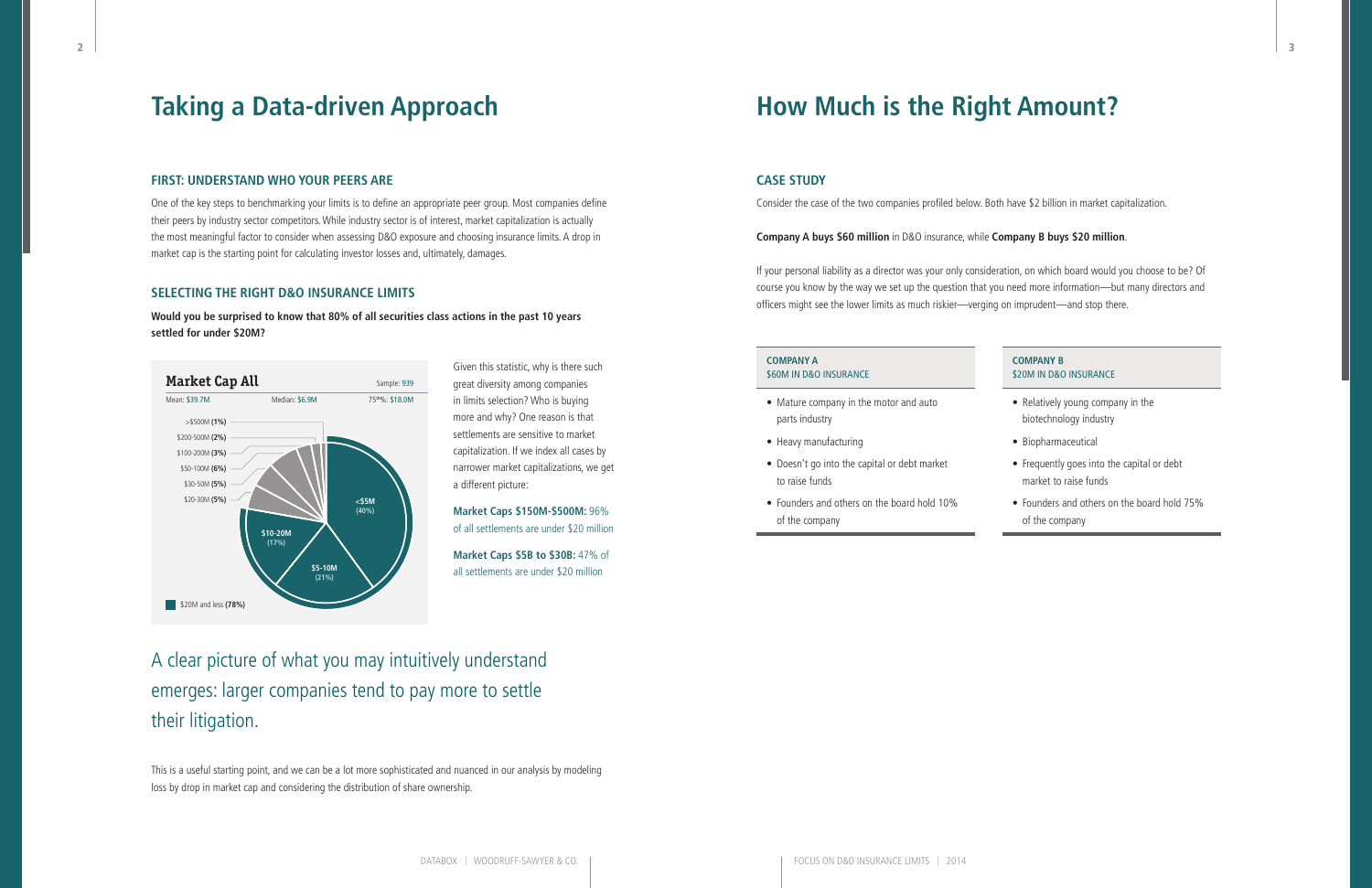# Taking a Data-driven Approach

## FIRST: UNDERSTAND WHO YOUR PEERS ARE

One of the key steps to benchmarking your limits is to define an appropriate peer group. Most companies define their peers by industry sector competitors. While industry sector is of interest, market capitalization is actually the most meaningful factor to consider when assessing D&O exposure and choosing insurance limits. A drop in market cap is the starting point for calculating investor losses and, ultimately, damages.

## SELECTING THE RIGHT D&O INSURANCE LIMITS

**Would you be surprised to know that 80% of all securities class actions in the past 10 years settled for under $20M?**

**Market Cap All**

Sample: 939

Mean: $39.7M | Median: $6.9M | 75th%: $18.0M

- >$500M **(1%)**
- $200-500M **(2%)**
- $100-200M **(3%)**
- $50-100M **(6%)**
- $30-50M **(5%)**
- $20-30M **(5%)**
- $10-20M (17%)
- $5-10M (21%)
- <$5M (40%)

$20M and less **(78%)**

Given this statistic, why is there such great diversity among companies in limits selection? Who is buying more and why? One reason is that settlements are sensitive to market capitalization. If we index all cases by narrower market capitalizations, we get a different picture:

**Market Caps $150M-$500M:** 96% of all settlements are under $20 million

**Market Caps $5B to $30B:** 47% of all settlements are under $20 million

A clear picture of what you may intuitively understand emerges: larger companies tend to pay more to settle their litigation.

This is a useful starting point, and we can be a lot more sophisticated and nuanced in our analysis by modeling loss by drop in market cap and considering the distribution of share ownership.

# How Much is the Right Amount?

## CASE STUDY

Consider the case of the two companies profiled below. Both have $2 billion in market capitalization.

**Company A buys $60 million** in D&O insurance, while **Company B buys $20 million**.

If your personal liability as a director was your only consideration, on which board would you choose to be? Of course you know by the way we set up the question that you need more information—but many directors and officers might see the lower limits as much riskier—verging on imprudent—and stop there.

**COMPANY A**
$60M IN D&O INSURANCE

- Mature company in the motor and auto parts industry
- Heavy manufacturing
- Doesn't go into the capital or debt market to raise funds
- Founders and others on the board hold 10% of the company

**COMPANY B**
$20M IN D&O INSURANCE

- Relatively young company in the biotechnology industry
- Biopharmaceutical
- Frequently goes into the capital or debt market to raise funds
- Founders and others on the board hold 75% of the company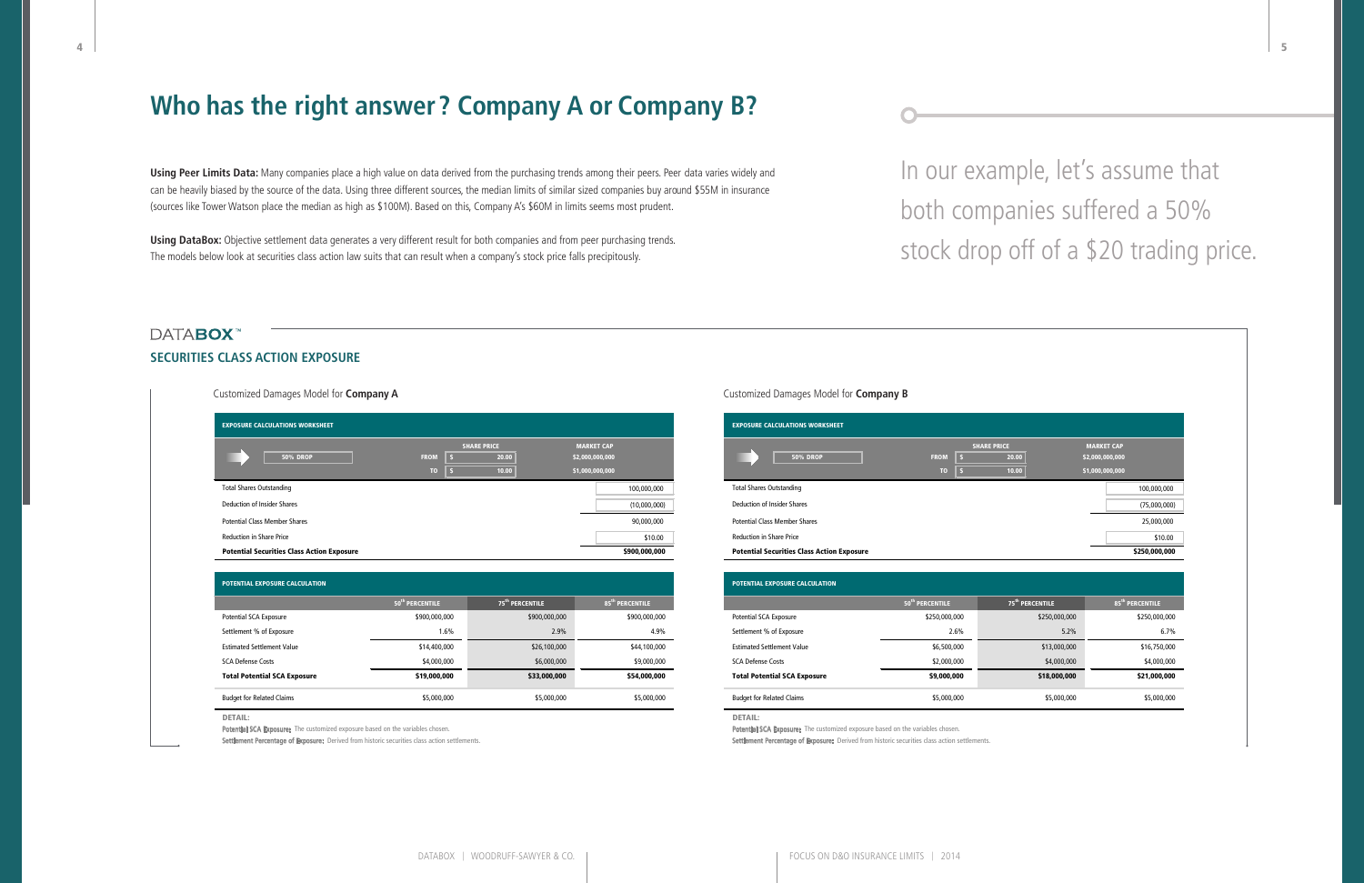# Who has the right answer? Company A or Company B?

**Using Peer Limits Data:** Many companies place a high value on data derived from the purchasing trends among their peers. Peer data varies widely and can be heavily biased by the source of the data. Using three different sources, the median limits of similar sized companies buy around $55M in insurance (sources like Tower Watson place the median as high as $100M). Based on this, Company A's $60M in limits seems most prudent.

**Using DataBox:** Objective settlement data generates a very different result for both companies and from peer purchasing trends. The models below look at securities class action law suits that can result when a company's stock price falls precipitously.

In our example, let's assume that both companies suffered a 50% stock drop off of a $20 trading price.

## DATABOX™

### SECURITIES CLASS ACTION EXPOSURE

Customized Damages Model for **Company A**

**EXPOSURE CALCULATIONS WORKSHEET**

| 50% DROP | | SHARE PRICE | MARKET CAP |
|---|---|---|---|
| | FROM | $ 20.00 | $2,000,000,000 |
| | TO | $ 10.00 | $1,000,000,000 |

| | |
|---|---|
| Total Shares Outstanding | 100,000,000 |
| Deduction of Insider Shares | (10,000,000) |
| Potential Class Member Shares | 90,000,000 |
| Reduction in Share Price | $10.00 |
| **Potential Securities Class Action Exposure** | **$900,000,000** |

**POTENTIAL EXPOSURE CALCULATION**

| | 50th PERCENTILE | 75th PERCENTILE | 85th PERCENTILE |
|---|---|---|---|
| Potential SCA Exposure | $900,000,000 | $900,000,000 | $900,000,000 |
| Settlement % of Exposure | 1.6% | 2.9% | 4.9% |
| Estimated Settlement Value | $14,400,000 | $26,100,000 | $44,100,000 |
| SCA Defense Costs | $4,000,000 | $6,000,000 | $9,000,000 |
| **Total Potential SCA Exposure** | **$19,000,000** | **$33,000,000** | **$54,000,000** |
| Budget for Related Claims | $5,000,000 | $5,000,000 | $5,000,000 |

DETAIL:

**Potential SCA Exposure:** The customized exposure based on the variables chosen.

**Settlement Percentage of Exposure:** Derived from historic securities class action settlements.

Customized Damages Model for **Company B**

**EXPOSURE CALCULATIONS WORKSHEET**

| 50% DROP | | SHARE PRICE | MARKET CAP |
|---|---|---|---|
| | FROM | $ 20.00 | $2,000,000,000 |
| | TO | $ 10.00 | $1,000,000,000 |

| | |
|---|---|
| Total Shares Outstanding | 100,000,000 |
| Deduction of Insider Shares | (75,000,000) |
| Potential Class Member Shares | 25,000,000 |
| Reduction in Share Price | $10.00 |
| **Potential Securities Class Action Exposure** | **$250,000,000** |

**POTENTIAL EXPOSURE CALCULATION**

| | 50th PERCENTILE | 75th PERCENTILE | 85th PERCENTILE |
|---|---|---|---|
| Potential SCA Exposure | $250,000,000 | $250,000,000 | $250,000,000 |
| Settlement % of Exposure | 2.6% | 5.2% | 6.7% |
| Estimated Settlement Value | $6,500,000 | $13,000,000 | $16,750,000 |
| SCA Defense Costs | $2,000,000 | $4,000,000 | $4,000,000 |
| **Total Potential SCA Exposure** | **$9,000,000** | **$18,000,000** | **$21,000,000** |
| Budget for Related Claims | $5,000,000 | $5,000,000 | $5,000,000 |

DETAIL:

**Potential SCA Exposure:** The customized exposure based on the variables chosen.

**Settlement Percentage of Exposure:** Derived from historic securities class action settlements.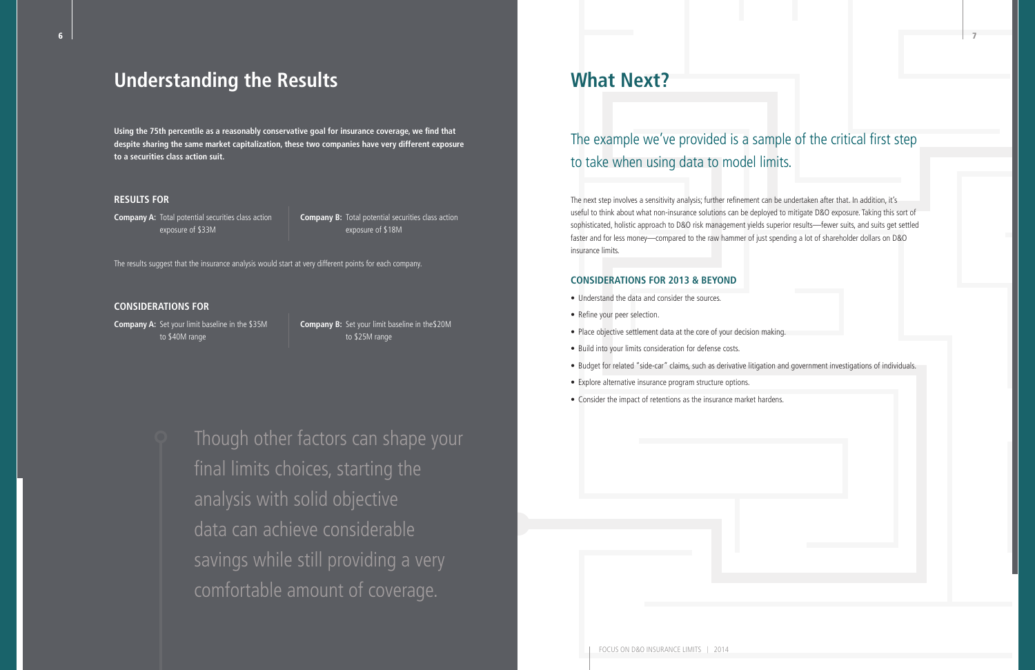## Understanding the Results

**Using the 75th percentile as a reasonably conservative goal for insurance coverage, we find that despite sharing the same market capitalization, these two companies have very different exposure to a securities class action suit.**

### RESULTS FOR

**Company A:** Total potential securities class action exposure of $33M

**Company B:** Total potential securities class action exposure of $18M

The results suggest that the insurance analysis would start at very different points for each company.

### CONSIDERATIONS FOR

**Company A:** Set your limit baseline in the $35M to $40M range

**Company B:** Set your limit baseline in the$20M to $25M range

> Though other factors can shape your final limits choices, starting the analysis with solid objective data can achieve considerable savings while still providing a very comfortable amount of coverage.

## What Next?

The example we've provided is a sample of the critical first step to take when using data to model limits.

The next step involves a sensitivity analysis; further refinement can be undertaken after that. In addition, it's useful to think about what non-insurance solutions can be deployed to mitigate D&O exposure. Taking this sort of sophisticated, holistic approach to D&O risk management yields superior results—fewer suits, and suits get settled faster and for less money—compared to the raw hammer of just spending a lot of shareholder dollars on D&O insurance limits.

### CONSIDERATIONS FOR 2013 & BEYOND

- Understand the data and consider the sources.
- Refine your peer selection.
- Place objective settlement data at the core of your decision making.
- Build into your limits consideration for defense costs.
- Budget for related "side-car" claims, such as derivative litigation and government investigations of individuals.
- Explore alternative insurance program structure options.
- Consider the impact of retentions as the insurance market hardens.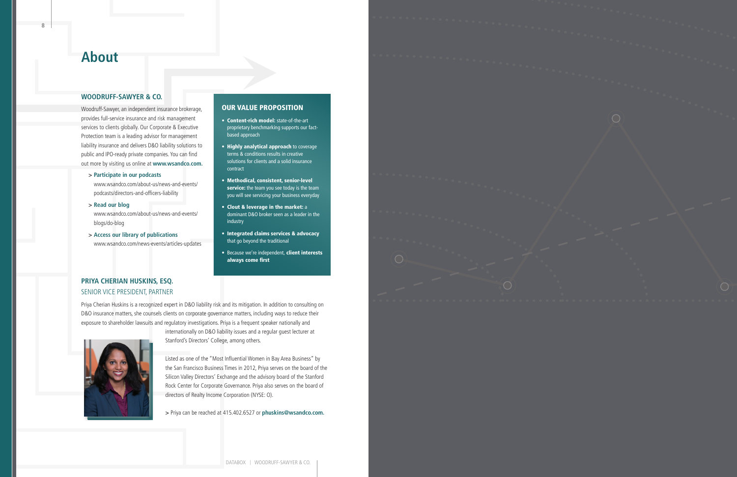# About

## WOODRUFF-SAWYER & CO.

Woodruff-Sawyer, an independent insurance brokerage, provides full-service insurance and risk management services to clients globally. Our Corporate & Executive Protection team is a leading advisor for management liability insurance and delivers D&O liability solutions to public and IPO-ready private companies. You can find out more by visiting us online at **www.wsandco.com.**

> **Participate in our podcasts**
> www.wsandco.com/about-us/news-and-events/podcasts/directors-and-officers-liability

> **Read our blog**
> www.wsandco.com/about-us/news-and-events/blogs/do-blog

> **Access our library of publications**
> www.wsandco.com/news-events/articles-updates

### OUR VALUE PROPOSITION

- **Content-rich model:** state-of-the-art proprietary benchmarking supports our fact-based approach
- **Highly analytical approach** to coverage terms & conditions results in creative solutions for clients and a solid insurance contract
- **Methodical, consistent, senior-level service:** the team you see today is the team you will see servicing your business everyday
- **Clout & leverage in the market:** a dominant D&O broker seen as a leader in the industry
- **Integrated claims services & advocacy** that go beyond the traditional
- Because we're independent, **client interests always come first**

## PRIYA CHERIAN HUSKINS, ESQ.

SENIOR VICE PRESIDENT, PARTNER

Priya Cherian Huskins is a recognized expert in D&O liability risk and its mitigation. In addition to consulting on D&O insurance matters, she counsels clients on corporate governance matters, including ways to reduce their exposure to shareholder lawsuits and regulatory investigations. Priya is a frequent speaker nationally and internationally on D&O liability issues and a regular guest lecturer at Stanford's Directors' College, among others.

Listed as one of the "Most Influential Women in Bay Area Business" by the San Francisco Business Times in 2012, Priya serves on the board of the Silicon Valley Directors' Exchange and the advisory board of the Stanford Rock Center for Corporate Governance. Priya also serves on the board of directors of Realty Income Corporation (NYSE: O).

> Priya can be reached at 415.402.6527 or **phuskins@wsandco.com.**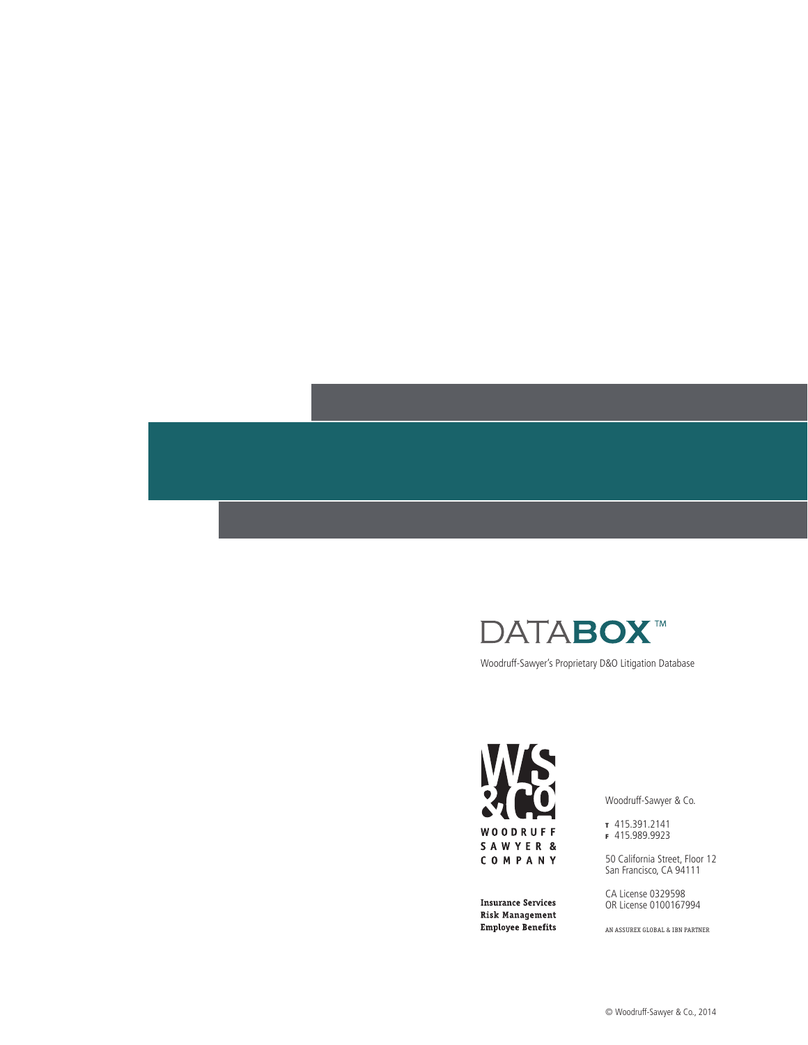DATA**BOX**™

Woodruff-Sawyer's Proprietary D&O Litigation Database

WOODRUFF SAWYER & COMPANY

**Insurance Services**
**Risk Management**
**Employee Benefits**

Woodruff-Sawyer & Co.

T 415.391.2141
F 415.989.9923

50 California Street, Floor 12
San Francisco, CA 94111

CA License 0329598
OR License 0100167994

AN ASSUREX GLOBAL & IBN PARTNER

© Woodruff-Sawyer & Co., 2014